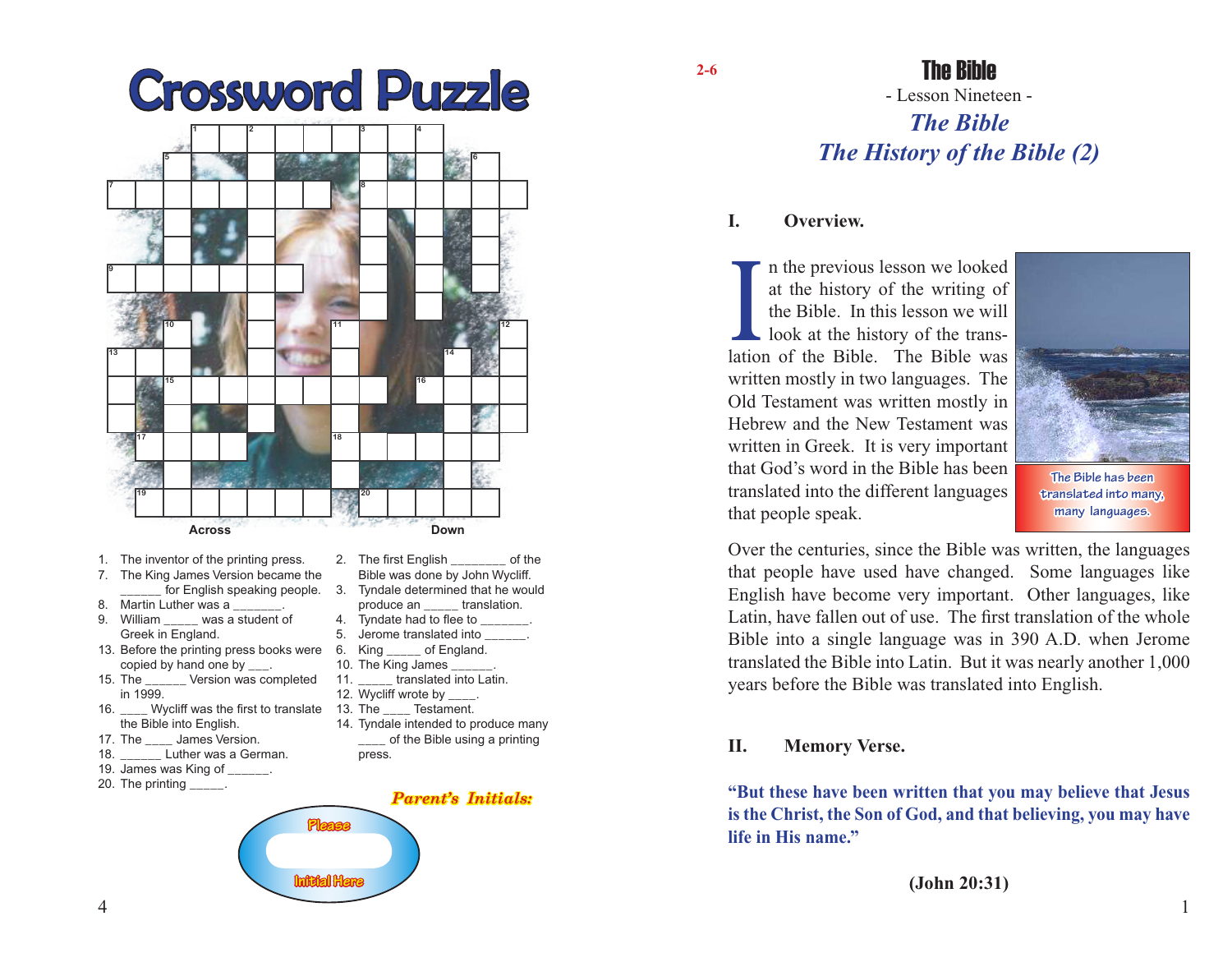# Crossword Puzzle

**Across**

1. The inventor of the printing press.
7. The King James Version became the ______ for English speaking people.
8. Martin Luther was a _______.
9. William _____ was a student of Greek in England.
13. Before the printing press books were copied by hand one by ___.
15. The ______ Version was completed in 1999.
16. ____ Wycliff was the first to translate the Bible into English.
17. The ____ James Version.
18. ______ Luther was a German.
19. James was King of ______.
20. The printing _____.

**Down**

2. The first English ________ of the Bible was done by John Wycliff.
3. Tyndale determined that he would produce an _____ translation.
4. Tyndate had to flee to _______.
5. Jerome translated into ______.
6. King _____ of England.
10. The King James ______.
11. _____ translated into Latin.
12. Wycliff wrote by ____.
13. The ____ Testament.
14. Tyndale intended to produce many ____ of the Bible using a printing press.

*Parent's Initials:*

Please

Initial Here

2-6

# The Bible

- Lesson Nineteen -

## *The Bible*
## *The History of the Bible (2)*

### I. Overview.

In the previous lesson we looked at the history of the writing of the Bible. In this lesson we will look at the history of the translation of the Bible. The Bible was written mostly in two languages. The Old Testament was written mostly in Hebrew and the New Testament was written in Greek. It is very important that God's word in the Bible has been translated into the different languages that people speak.

The Bible has been translated into many, many languages.

Over the centuries, since the Bible was written, the languages that people have used have changed. Some languages like English have become very important. Other languages, like Latin, have fallen out of use. The first translation of the whole Bible into a single language was in 390 A.D. when Jerome translated the Bible into Latin. But it was nearly another 1,000 years before the Bible was translated into English.

### II. Memory Verse.

**"But these have been written that you may believe that Jesus is the Christ, the Son of God, and that believing, you may have life in His name."**

**(John 20:31)**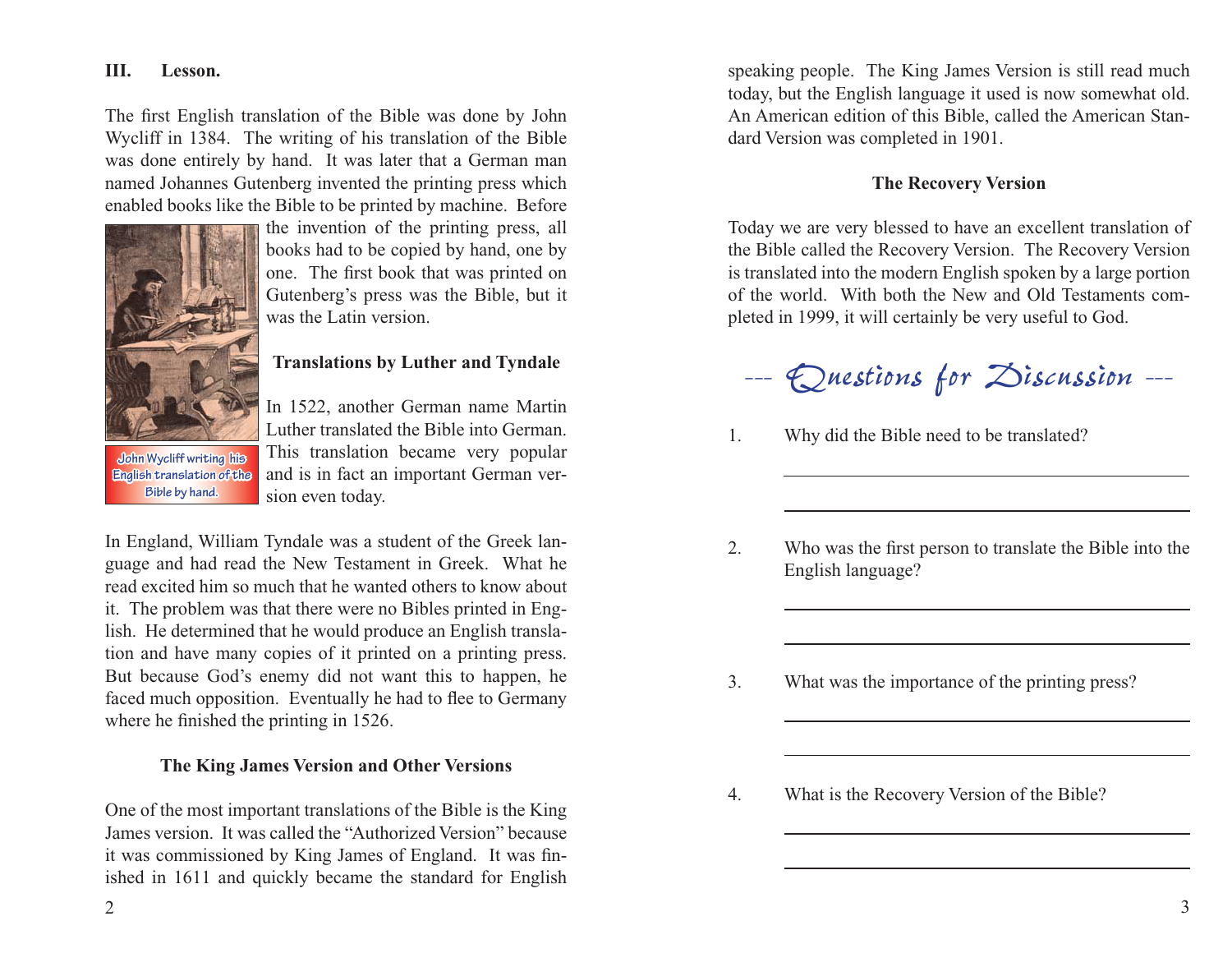### III. Lesson.

The first English translation of the Bible was done by John Wycliff in 1384. The writing of his translation of the Bible was done entirely by hand. It was later that a German man named Johannes Gutenberg invented the printing press which enabled books like the Bible to be printed by machine. Before the invention of the printing press, all books had to be copied by hand, one by one. The first book that was printed on Gutenberg's press was the Bible, but it was the Latin version.

John Wycliff writing his English translation of the Bible by hand.

**Translations by Luther and Tyndale**

In 1522, another German name Martin Luther translated the Bible into German. This translation became very popular and is in fact an important German version even today.

In England, William Tyndale was a student of the Greek language and had read the New Testament in Greek. What he read excited him so much that he wanted others to know about it. The problem was that there were no Bibles printed in English. He determined that he would produce an English translation and have many copies of it printed on a printing press. But because God's enemy did not want this to happen, he faced much opposition. Eventually he had to flee to Germany where he finished the printing in 1526.

**The King James Version and Other Versions**

One of the most important translations of the Bible is the King James version. It was called the "Authorized Version" because it was commissioned by King James of England. It was finished in 1611 and quickly became the standard for English speaking people. The King James Version is still read much today, but the English language it used is now somewhat old. An American edition of this Bible, called the American Standard Version was completed in 1901.

**The Recovery Version**

Today we are very blessed to have an excellent translation of the Bible called the Recovery Version. The Recovery Version is translated into the modern English spoken by a large portion of the world. With both the New and Old Testaments completed in 1999, it will certainly be very useful to God.

## --- *Questions for Discussion* ---

1. Why did the Bible need to be translated?

   ______________________________

   ______________________________

2. Who was the first person to translate the Bible into the English language?

   ______________________________

   ______________________________

3. What was the importance of the printing press?

   ______________________________

   ______________________________

4. What is the Recovery Version of the Bible?

   ______________________________

   ______________________________